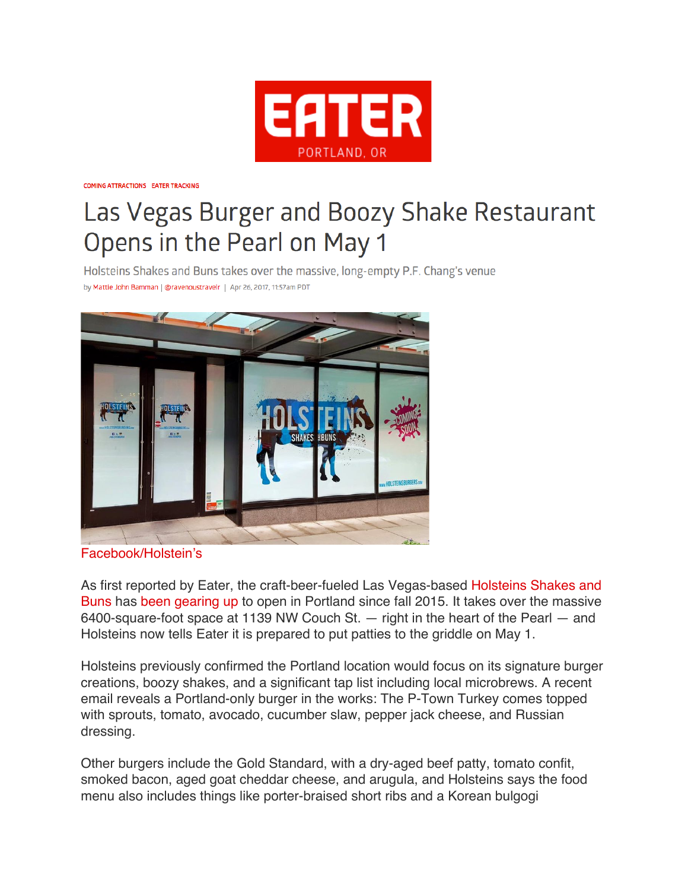EATER PORTLAND, OR

COMING ATTRACTIONS EATER TRACKING

# Las Vegas Burger and Boozy Shake Restaurant Opens in the Pearl on May 1

Holsteins Shakes and Buns takes over the massive, long-empty P.F. Chang's venue

by Mattie John Bamman | @ravenoustravelr | Apr 26, 2017, 11:57am PDT

Facebook/Holstein's

As first reported by Eater, the craft-beer-fueled Las Vegas-based Holsteins Shakes and Buns has been gearing up to open in Portland since fall 2015. It takes over the massive 6400-square-foot space at 1139 NW Couch St. — right in the heart of the Pearl — and Holsteins now tells Eater it is prepared to put patties to the griddle on May 1.

Holsteins previously confirmed the Portland location would focus on its signature burger creations, boozy shakes, and a significant tap list including local microbrews. A recent email reveals a Portland-only burger in the works: The P-Town Turkey comes topped with sprouts, tomato, avocado, cucumber slaw, pepper jack cheese, and Russian dressing.

Other burgers include the Gold Standard, with a dry-aged beef patty, tomato confit, smoked bacon, aged goat cheddar cheese, and arugula, and Holsteins says the food menu also includes things like porter-braised short ribs and a Korean bulgogi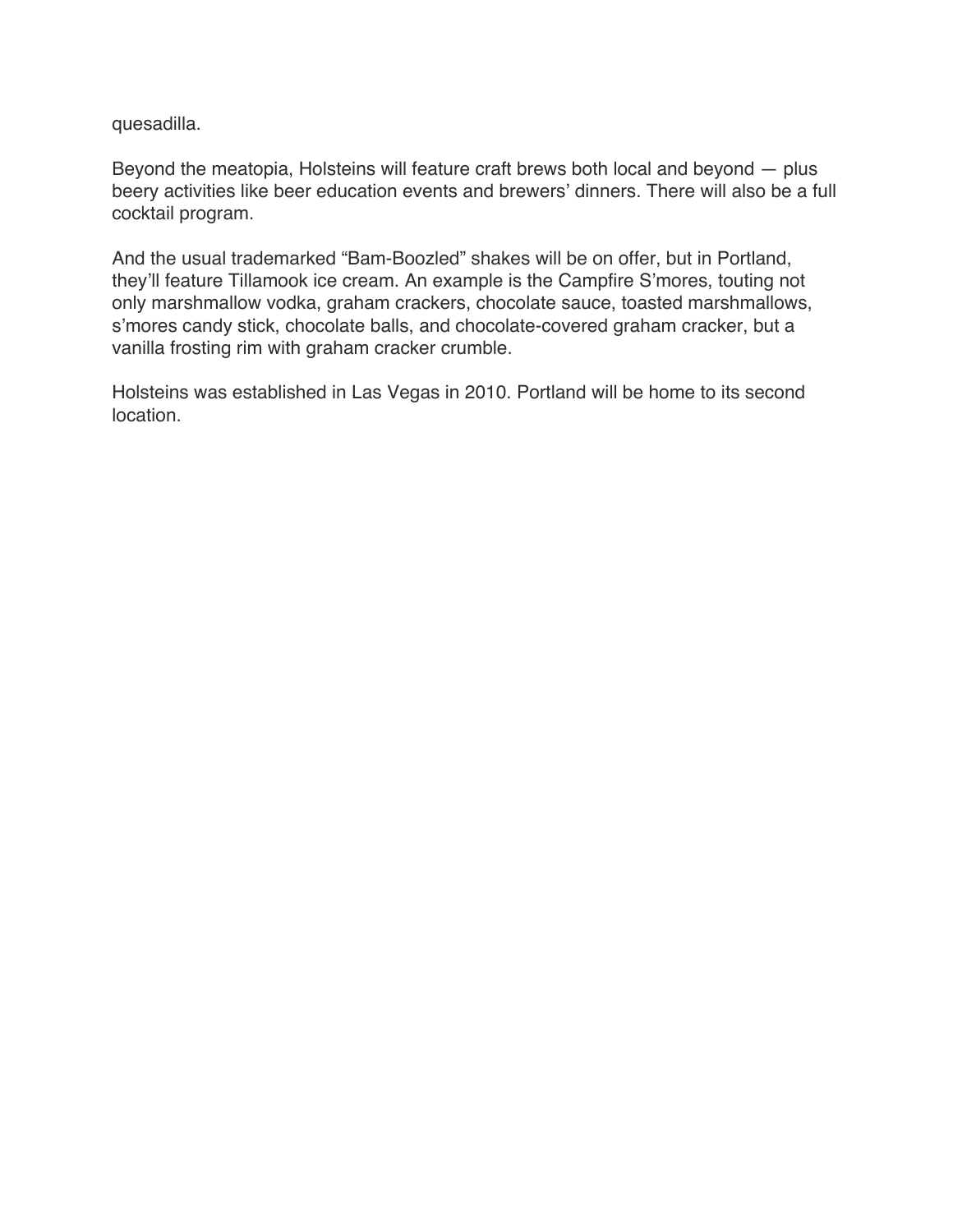quesadilla.

Beyond the meatopia, Holsteins will feature craft brews both local and beyond — plus beery activities like beer education events and brewers' dinners. There will also be a full cocktail program.

And the usual trademarked "Bam-Boozled" shakes will be on offer, but in Portland, they'll feature Tillamook ice cream. An example is the Campfire S'mores, touting not only marshmallow vodka, graham crackers, chocolate sauce, toasted marshmallows, s'mores candy stick, chocolate balls, and chocolate-covered graham cracker, but a vanilla frosting rim with graham cracker crumble.

Holsteins was established in Las Vegas in 2010. Portland will be home to its second location.